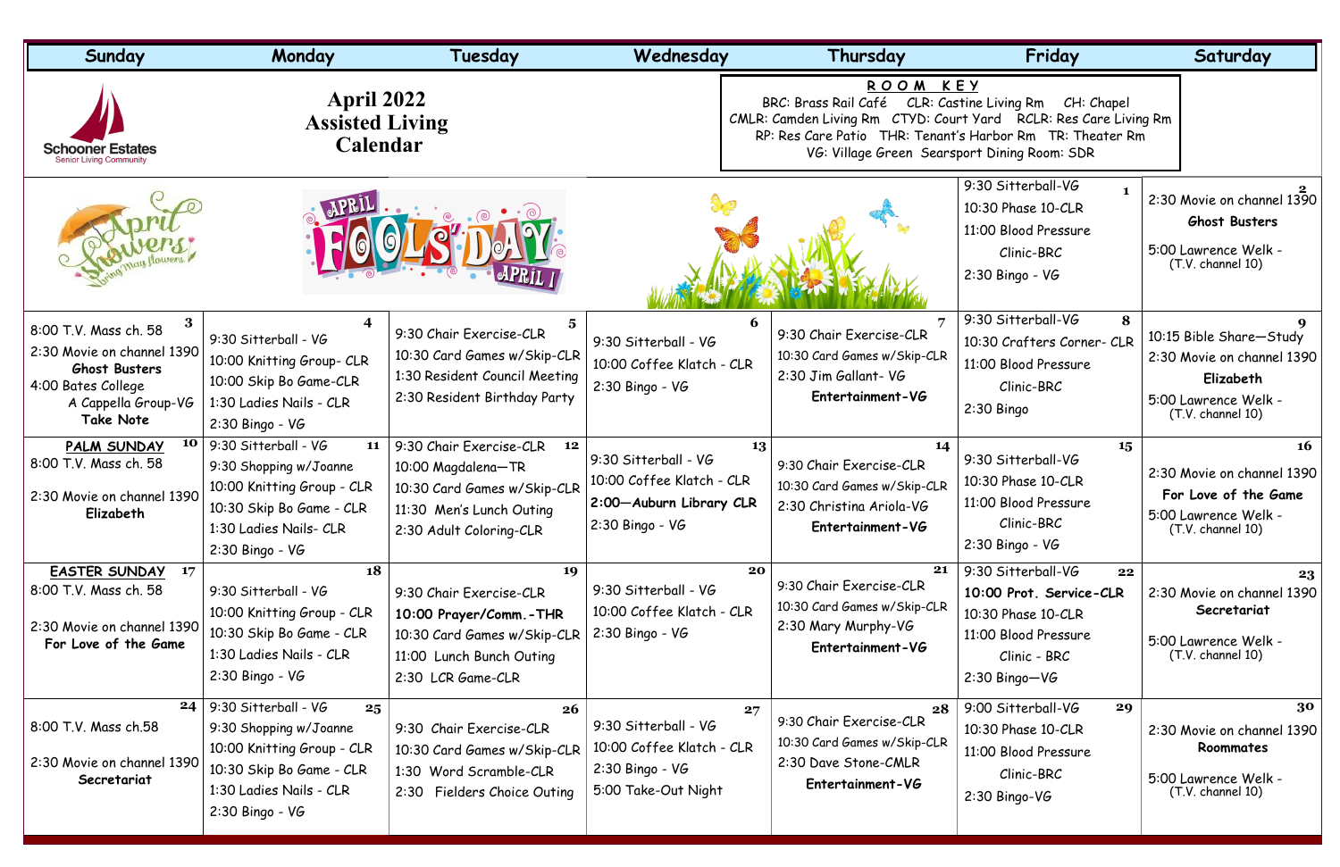# April 2022 Assisted Living Calendar

Schooner Estates
Senior Living Community

**ROOM KEY**
BRC: Brass Rail Café CLR: Castine Living Rm CH: Chapel
CMLR: Camden Living Rm CTYD: Court Yard RCLR: Res Care Living Rm
RP: Res Care Patio THR: Tenant's Harbor Rm TR: Theater Rm
VG: Village Green Searsport Dining Room: SDR

April Showers Bring May Flowers

APRIL FOOLS' DAY APRIL 1

| Sunday | Monday | Tuesday | Wednesday | Thursday | Friday | Saturday |
|---|---|---|---|---|---|---|
| | | | | | **1**<br>9:30 Sitterball-VG<br>10:30 Phase 10-CLR<br>11:00 Blood Pressure Clinic-BRC<br>2:30 Bingo - VG | **2**<br>2:30 Movie on channel 1390<br>**Ghost Busters**<br>5:00 Lawrence Welk - (T.V. channel 10) |
| **3**<br>8:00 T.V. Mass ch. 58<br>2:30 Movie on channel 1390<br>**Ghost Busters**<br>4:00 Bates College A Cappella Group-VG<br>**Take Note** | **4**<br>9:30 Sitterball - VG<br>10:00 Knitting Group- CLR<br>10:00 Skip Bo Game-CLR<br>1:30 Ladies Nails - CLR<br>2:30 Bingo - VG | **5**<br>9:30 Chair Exercise-CLR<br>10:30 Card Games w/Skip-CLR<br>1:30 Resident Council Meeting<br>2:30 Resident Birthday Party | **6**<br>9:30 Sitterball - VG<br>10:00 Coffee Klatch - CLR<br>2:30 Bingo - VG | **7**<br>9:30 Chair Exercise-CLR<br>10:30 Card Games w/Skip-CLR<br>2:30 Jim Gallant- VG<br>**Entertainment-VG** | **8**<br>9:30 Sitterball-VG<br>10:30 Crafters Corner- CLR<br>11:00 Blood Pressure Clinic-BRC<br>2:30 Bingo | **9**<br>10:15 Bible Share—Study<br>2:30 Movie on channel 1390<br>**Elizabeth**<br>5:00 Lawrence Welk - (T.V. channel 10) |
| **10**<br>**PALM SUNDAY**<br>8:00 T.V. Mass ch. 58<br>2:30 Movie on channel 1390<br>**Elizabeth** | **11**<br>9:30 Sitterball - VG<br>9:30 Shopping w/Joanne<br>10:00 Knitting Group - CLR<br>10:30 Skip Bo Game - CLR<br>1:30 Ladies Nails- CLR<br>2:30 Bingo - VG | **12**<br>9:30 Chair Exercise-CLR<br>10:00 Magdalena—TR<br>10:30 Card Games w/Skip-CLR<br>11:30 Men's Lunch Outing<br>2:30 Adult Coloring-CLR | **13**<br>9:30 Sitterball - VG<br>10:00 Coffee Klatch - CLR<br>**2:00—Auburn Library CLR**<br>2:30 Bingo - VG | **14**<br>9:30 Chair Exercise-CLR<br>10:30 Card Games w/Skip-CLR<br>2:30 Christina Ariola-VG<br>**Entertainment-VG** | **15**<br>9:30 Sitterball-VG<br>10:30 Phase 10-CLR<br>11:00 Blood Pressure Clinic-BRC<br>2:30 Bingo - VG | **16**<br>2:30 Movie on channel 1390<br>**For Love of the Game**<br>5:00 Lawrence Welk - (T.V. channel 10) |
| **17**<br>**EASTER SUNDAY**<br>8:00 T.V. Mass ch. 58<br>2:30 Movie on channel 1390<br>**For Love of the Game** | **18**<br>9:30 Sitterball - VG<br>10:00 Knitting Group - CLR<br>10:30 Skip Bo Game - CLR<br>1:30 Ladies Nails - CLR<br>2:30 Bingo - VG | **19**<br>9:30 Chair Exercise-CLR<br>**10:00 Prayer/Comm.-THR**<br>10:30 Card Games w/Skip-CLR<br>11:00 Lunch Bunch Outing<br>2:30 LCR Game-CLR | **20**<br>9:30 Sitterball - VG<br>10:00 Coffee Klatch - CLR<br>2:30 Bingo - VG | **21**<br>9:30 Chair Exercise-CLR<br>10:30 Card Games w/Skip-CLR<br>2:30 Mary Murphy-VG<br>**Entertainment-VG** | **22**<br>9:30 Sitterball-VG<br>**10:00 Prot. Service-CLR**<br>10:30 Phase 10-CLR<br>11:00 Blood Pressure Clinic - BRC<br>2:30 Bingo—VG | **23**<br>2:30 Movie on channel 1390<br>**Secretariat**<br>5:00 Lawrence Welk - (T.V. channel 10) |
| **24**<br>8:00 T.V. Mass ch.58<br>2:30 Movie on channel 1390<br>**Secretariat** | **25**<br>9:30 Sitterball - VG<br>9:30 Shopping w/Joanne<br>10:00 Knitting Group - CLR<br>10:30 Skip Bo Game - CLR<br>1:30 Ladies Nails - CLR<br>2:30 Bingo - VG | **26**<br>9:30 Chair Exercise-CLR<br>10:30 Card Games w/Skip-CLR<br>1:30 Word Scramble-CLR<br>2:30 Fielders Choice Outing | **27**<br>9:30 Sitterball - VG<br>10:00 Coffee Klatch - CLR<br>2:30 Bingo - VG<br>5:00 Take-Out Night | **28**<br>9:30 Chair Exercise-CLR<br>10:30 Card Games w/Skip-CLR<br>2:30 Dave Stone-CMLR<br>**Entertainment-VG** | **29**<br>9:00 Sitterball-VG<br>10:30 Phase 10-CLR<br>11:00 Blood Pressure Clinic-BRC<br>2:30 Bingo-VG | **30**<br>2:30 Movie on channel 1390<br>**Roommates**<br>5:00 Lawrence Welk - (T.V. channel 10) |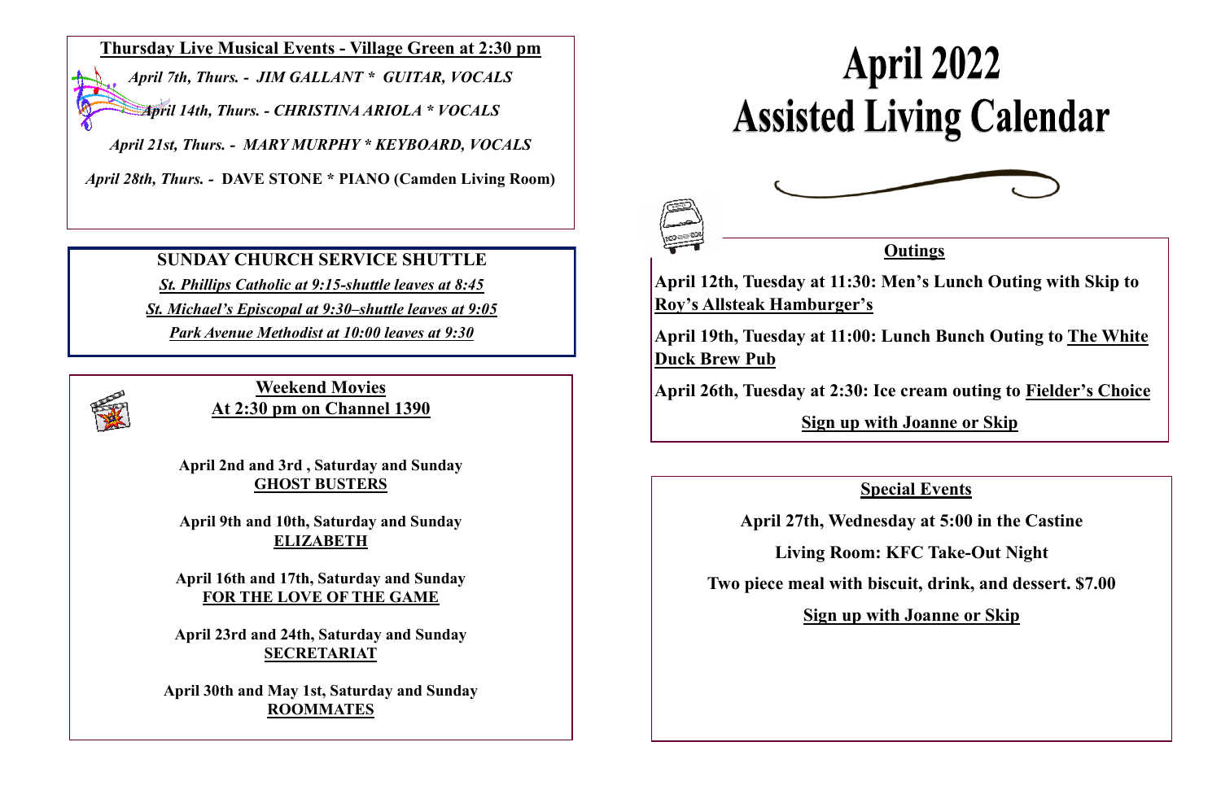# April 2022 Assisted Living Calendar

## Thursday Live Musical Events - Village Green at 2:30 pm

*April 7th, Thurs. - JIM GALLANT * GUITAR, VOCALS*

*April 14th, Thurs. - CHRISTINA ARIOLA * VOCALS*

*April 21st, Thurs. - MARY MURPHY * KEYBOARD, VOCALS*

*April 28th, Thurs. -* **DAVE STONE * PIANO (Camden Living Room)**

## SUNDAY CHURCH SERVICE SHUTTLE

*St. Phillips Catholic at 9:15-shuttle leaves at 8:45*

*St. Michael's Episcopal at 9:30–shuttle leaves at 9:05*

*Park Avenue Methodist at 10:00 leaves at 9:30*

## Weekend Movies At 2:30 pm on Channel 1390

**April 2nd and 3rd , Saturday and Sunday**
**GHOST BUSTERS**

**April 9th and 10th, Saturday and Sunday**
**ELIZABETH**

**April 16th and 17th, Saturday and Sunday**
**FOR THE LOVE OF THE GAME**

**April 23rd and 24th, Saturday and Sunday**
**SECRETARIAT**

**April 30th and May 1st, Saturday and Sunday**
**ROOMMATES**

## Outings

**April 12th, Tuesday at 11:30: Men's Lunch Outing with Skip to Roy's Allsteak Hamburger's**

**April 19th, Tuesday at 11:00: Lunch Bunch Outing to The White Duck Brew Pub**

**April 26th, Tuesday at 2:30: Ice cream outing to Fielder's Choice**

**Sign up with Joanne or Skip**

## Special Events

**April 27th, Wednesday at 5:00 in the Castine**

**Living Room: KFC Take-Out Night**

**Two piece meal with biscuit, drink, and dessert. $7.00**

**Sign up with Joanne or Skip**